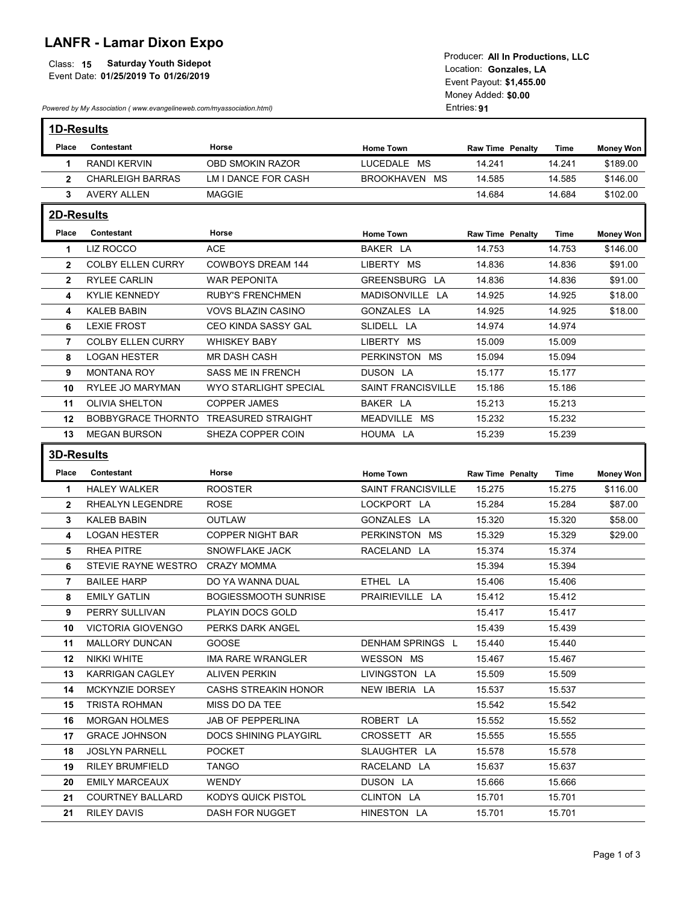# LANFR - Lamar Dixon Expo

Class: **15** **Saturday Youth Sidepot**
Event Date: **01/25/2019 To 01/26/2019**

Producer: **All In Productions, LLC**
Location: **Gonzales, LA**
Event Payout: **$1,455.00**
Money Added: **$0.00**
Entries: **91**

*Powered by My Association ( www.evangelineweb.com/myassociation.html)*

## 1D-Results

| Place | Contestant | Horse | Home Town | Raw Time | Penalty | Time | Money Won |
|---|---|---|---|---|---|---|---|
| 1 | RANDI KERVIN | OBD SMOKIN RAZOR | LUCEDALE MS | 14.241 | | 14.241 | $189.00 |
| 2 | CHARLEIGH BARRAS | LM I DANCE FOR CASH | BROOKHAVEN MS | 14.585 | | 14.585 | $146.00 |
| 3 | AVERY ALLEN | MAGGIE | | 14.684 | | 14.684 | $102.00 |

## 2D-Results

| Place | Contestant | Horse | Home Town | Raw Time | Penalty | Time | Money Won |
|---|---|---|---|---|---|---|---|
| 1 | LIZ ROCCO | ACE | BAKER LA | 14.753 | | 14.753 | $146.00 |
| 2 | COLBY ELLEN CURRY | COWBOYS DREAM 144 | LIBERTY MS | 14.836 | | 14.836 | $91.00 |
| 2 | RYLEE CARLIN | WAR PEPONITA | GREENSBURG LA | 14.836 | | 14.836 | $91.00 |
| 4 | KYLIE KENNEDY | RUBY'S FRENCHMEN | MADISONVILLE LA | 14.925 | | 14.925 | $18.00 |
| 4 | KALEB BABIN | VOVS BLAZIN CASINO | GONZALES LA | 14.925 | | 14.925 | $18.00 |
| 6 | LEXIE FROST | CEO KINDA SASSY GAL | SLIDELL LA | 14.974 | | 14.974 | |
| 7 | COLBY ELLEN CURRY | WHISKEY BABY | LIBERTY MS | 15.009 | | 15.009 | |
| 8 | LOGAN HESTER | MR DASH CASH | PERKINSTON MS | 15.094 | | 15.094 | |
| 9 | MONTANA ROY | SASS ME IN FRENCH | DUSON LA | 15.177 | | 15.177 | |
| 10 | RYLEE JO MARYMAN | WYO STARLIGHT SPECIAL | SAINT FRANCISVILLE | 15.186 | | 15.186 | |
| 11 | OLIVIA SHELTON | COPPER JAMES | BAKER LA | 15.213 | | 15.213 | |
| 12 | BOBBYGRACE THORNTO | TREASURED STRAIGHT | MEADVILLE MS | 15.232 | | 15.232 | |
| 13 | MEGAN BURSON | SHEZA COPPER COIN | HOUMA LA | 15.239 | | 15.239 | |

## 3D-Results

| Place | Contestant | Horse | Home Town | Raw Time | Penalty | Time | Money Won |
|---|---|---|---|---|---|---|---|
| 1 | HALEY WALKER | ROOSTER | SAINT FRANCISVILLE | 15.275 | | 15.275 | $116.00 |
| 2 | RHEALYN LEGENDRE | ROSE | LOCKPORT LA | 15.284 | | 15.284 | $87.00 |
| 3 | KALEB BABIN | OUTLAW | GONZALES LA | 15.320 | | 15.320 | $58.00 |
| 4 | LOGAN HESTER | COPPER NIGHT BAR | PERKINSTON MS | 15.329 | | 15.329 | $29.00 |
| 5 | RHEA PITRE | SNOWFLAKE JACK | RACELAND LA | 15.374 | | 15.374 | |
| 6 | STEVIE RAYNE WESTRO | CRAZY MOMMA | | 15.394 | | 15.394 | |
| 7 | BAILEE HARP | DO YA WANNA DUAL | ETHEL LA | 15.406 | | 15.406 | |
| 8 | EMILY GATLIN | BOGIESSMOOTH SUNRISE | PRAIRIEVILLE LA | 15.412 | | 15.412 | |
| 9 | PERRY SULLIVAN | PLAYIN DOCS GOLD | | 15.417 | | 15.417 | |
| 10 | VICTORIA GIOVENGO | PERKS DARK ANGEL | | 15.439 | | 15.439 | |
| 11 | MALLORY DUNCAN | GOOSE | DENHAM SPRINGS L | 15.440 | | 15.440 | |
| 12 | NIKKI WHITE | IMA RARE WRANGLER | WESSON MS | 15.467 | | 15.467 | |
| 13 | KARRIGAN CAGLEY | ALIVEN PERKIN | LIVINGSTON LA | 15.509 | | 15.509 | |
| 14 | MCKYNZIE DORSEY | CASHS STREAKIN HONOR | NEW IBERIA LA | 15.537 | | 15.537 | |
| 15 | TRISTA ROHMAN | MISS DO DA TEE | | 15.542 | | 15.542 | |
| 16 | MORGAN HOLMES | JAB OF PEPPERLINA | ROBERT LA | 15.552 | | 15.552 | |
| 17 | GRACE JOHNSON | DOCS SHINING PLAYGIRL | CROSSETT AR | 15.555 | | 15.555 | |
| 18 | JOSLYN PARNELL | POCKET | SLAUGHTER LA | 15.578 | | 15.578 | |
| 19 | RILEY BRUMFIELD | TANGO | RACELAND LA | 15.637 | | 15.637 | |
| 20 | EMILY MARCEAUX | WENDY | DUSON LA | 15.666 | | 15.666 | |
| 21 | COURTNEY BALLARD | KODYS QUICK PISTOL | CLINTON LA | 15.701 | | 15.701 | |
| 21 | RILEY DAVIS | DASH FOR NUGGET | HINESTON LA | 15.701 | | 15.701 | |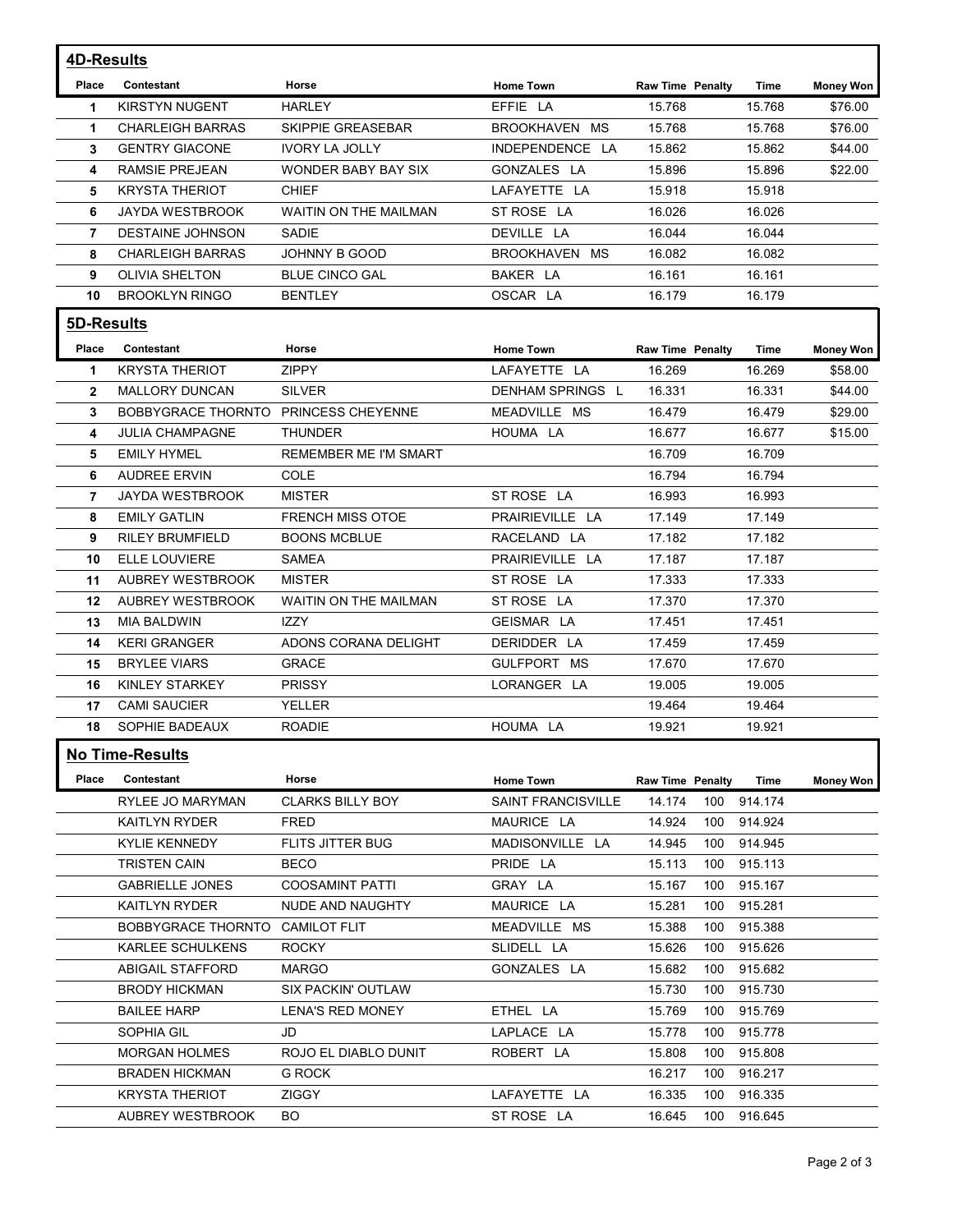## 4D-Results

| Place | Contestant | Horse | Home Town | Raw Time | Penalty | Time | Money Won |
|---|---|---|---|---|---|---|---|
| 1 | KIRSTYN NUGENT | HARLEY | EFFIE LA | 15.768 | | 15.768 | $76.00 |
| 1 | CHARLEIGH BARRAS | SKIPPIE GREASEBAR | BROOKHAVEN MS | 15.768 | | 15.768 | $76.00 |
| 3 | GENTRY GIACONE | IVORY LA JOLLY | INDEPENDENCE LA | 15.862 | | 15.862 | $44.00 |
| 4 | RAMSIE PREJEAN | WONDER BABY BAY SIX | GONZALES LA | 15.896 | | 15.896 | $22.00 |
| 5 | KRYSTA THERIOT | CHIEF | LAFAYETTE LA | 15.918 | | 15.918 | |
| 6 | JAYDA WESTBROOK | WAITIN ON THE MAILMAN | ST ROSE LA | 16.026 | | 16.026 | |
| 7 | DESTAINE JOHNSON | SADIE | DEVILLE LA | 16.044 | | 16.044 | |
| 8 | CHARLEIGH BARRAS | JOHNNY B GOOD | BROOKHAVEN MS | 16.082 | | 16.082 | |
| 9 | OLIVIA SHELTON | BLUE CINCO GAL | BAKER LA | 16.161 | | 16.161 | |
| 10 | BROOKLYN RINGO | BENTLEY | OSCAR LA | 16.179 | | 16.179 | |

## 5D-Results

| Place | Contestant | Horse | Home Town | Raw Time | Penalty | Time | Money Won |
|---|---|---|---|---|---|---|---|
| 1 | KRYSTA THERIOT | ZIPPY | LAFAYETTE LA | 16.269 | | 16.269 | $58.00 |
| 2 | MALLORY DUNCAN | SILVER | DENHAM SPRINGS L | 16.331 | | 16.331 | $44.00 |
| 3 | BOBBYGRACE THORNTO | PRINCESS CHEYENNE | MEADVILLE MS | 16.479 | | 16.479 | $29.00 |
| 4 | JULIA CHAMPAGNE | THUNDER | HOUMA LA | 16.677 | | 16.677 | $15.00 |
| 5 | EMILY HYMEL | REMEMBER ME I'M SMART | | 16.709 | | 16.709 | |
| 6 | AUDREE ERVIN | COLE | | 16.794 | | 16.794 | |
| 7 | JAYDA WESTBROOK | MISTER | ST ROSE LA | 16.993 | | 16.993 | |
| 8 | EMILY GATLIN | FRENCH MISS OTOE | PRAIRIEVILLE LA | 17.149 | | 17.149 | |
| 9 | RILEY BRUMFIELD | BOONS MCBLUE | RACELAND LA | 17.182 | | 17.182 | |
| 10 | ELLE LOUVIERE | SAMEA | PRAIRIEVILLE LA | 17.187 | | 17.187 | |
| 11 | AUBREY WESTBROOK | MISTER | ST ROSE LA | 17.333 | | 17.333 | |
| 12 | AUBREY WESTBROOK | WAITIN ON THE MAILMAN | ST ROSE LA | 17.370 | | 17.370 | |
| 13 | MIA BALDWIN | IZZY | GEISMAR LA | 17.451 | | 17.451 | |
| 14 | KERI GRANGER | ADONS CORANA DELIGHT | DERIDDER LA | 17.459 | | 17.459 | |
| 15 | BRYLEE VIARS | GRACE | GULFPORT MS | 17.670 | | 17.670 | |
| 16 | KINLEY STARKEY | PRISSY | LORANGER LA | 19.005 | | 19.005 | |
| 17 | CAMI SAUCIER | YELLER | | 19.464 | | 19.464 | |
| 18 | SOPHIE BADEAUX | ROADIE | HOUMA LA | 19.921 | | 19.921 | |

## No Time-Results

| Place | Contestant | Horse | Home Town | Raw Time | Penalty | Time | Money Won |
|---|---|---|---|---|---|---|---|
| | RYLEE JO MARYMAN | CLARKS BILLY BOY | SAINT FRANCISVILLE | 14.174 | 100 | 914.174 | |
| | KAITLYN RYDER | FRED | MAURICE LA | 14.924 | 100 | 914.924 | |
| | KYLIE KENNEDY | FLITS JITTER BUG | MADISONVILLE LA | 14.945 | 100 | 914.945 | |
| | TRISTEN CAIN | BECO | PRIDE LA | 15.113 | 100 | 915.113 | |
| | GABRIELLE JONES | COOSAMINT PATTI | GRAY LA | 15.167 | 100 | 915.167 | |
| | KAITLYN RYDER | NUDE AND NAUGHTY | MAURICE LA | 15.281 | 100 | 915.281 | |
| | BOBBYGRACE THORNTO | CAMILOT FLIT | MEADVILLE MS | 15.388 | 100 | 915.388 | |
| | KARLEE SCHULKENS | ROCKY | SLIDELL LA | 15.626 | 100 | 915.626 | |
| | ABIGAIL STAFFORD | MARGO | GONZALES LA | 15.682 | 100 | 915.682 | |
| | BRODY HICKMAN | SIX PACKIN' OUTLAW | | 15.730 | 100 | 915.730 | |
| | BAILEE HARP | LENA'S RED MONEY | ETHEL LA | 15.769 | 100 | 915.769 | |
| | SOPHIA GIL | JD | LAPLACE LA | 15.778 | 100 | 915.778 | |
| | MORGAN HOLMES | ROJO EL DIABLO DUNIT | ROBERT LA | 15.808 | 100 | 915.808 | |
| | BRADEN HICKMAN | G ROCK | | 16.217 | 100 | 916.217 | |
| | KRYSTA THERIOT | ZIGGY | LAFAYETTE LA | 16.335 | 100 | 916.335 | |
| | AUBREY WESTBROOK | BO | ST ROSE LA | 16.645 | 100 | 916.645 | |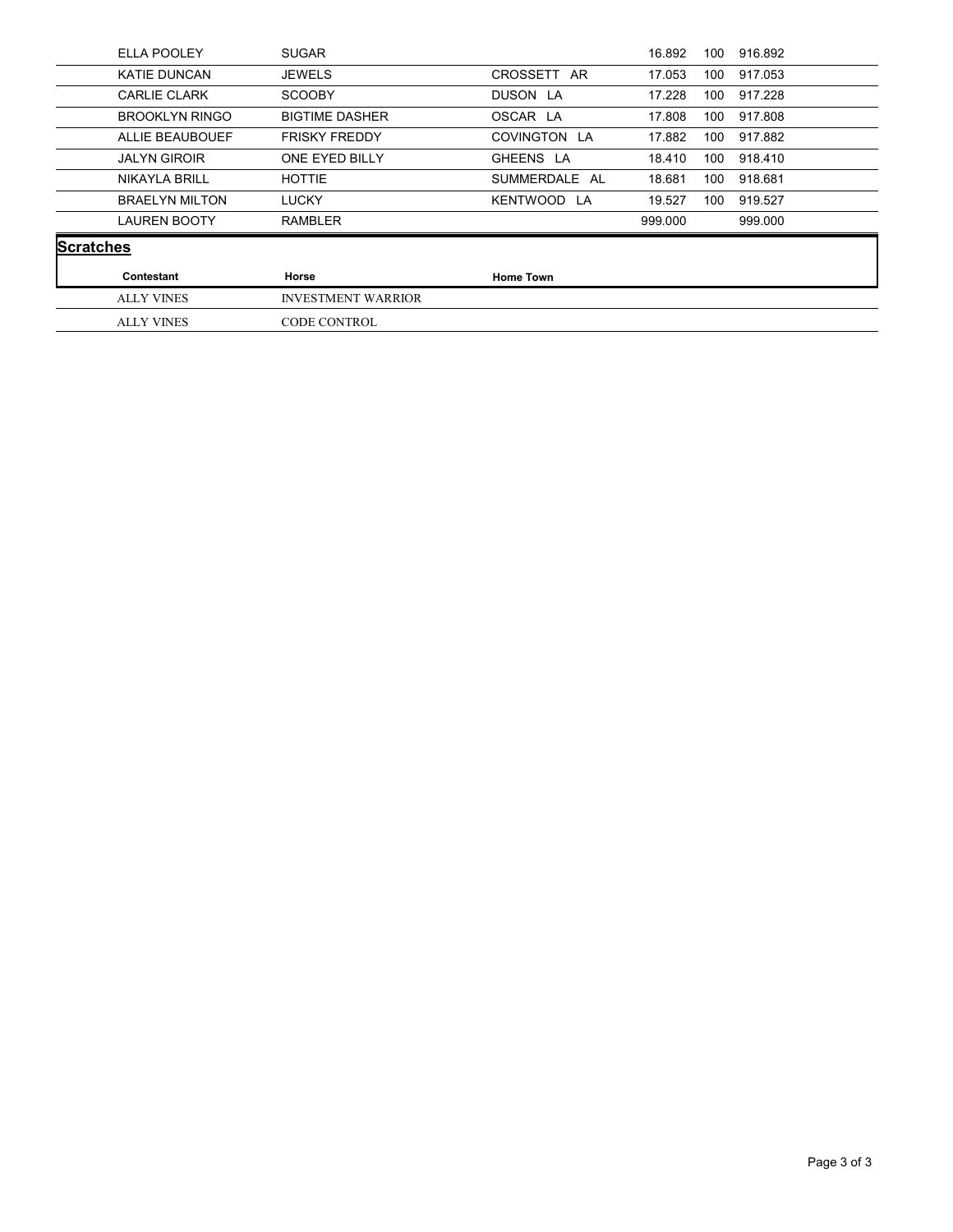| | | | | | |
|---|---|---|---|---|---|
| ELLA POOLEY | SUGAR | | 16.892 | 100 | 916.892 |
| KATIE DUNCAN | JEWELS | CROSSETT AR | 17.053 | 100 | 917.053 |
| CARLIE CLARK | SCOOBY | DUSON LA | 17.228 | 100 | 917.228 |
| BROOKLYN RINGO | BIGTIME DASHER | OSCAR LA | 17.808 | 100 | 917.808 |
| ALLIE BEAUBOUEF | FRISKY FREDDY | COVINGTON LA | 17.882 | 100 | 917.882 |
| JALYN GIROIR | ONE EYED BILLY | GHEENS LA | 18.410 | 100 | 918.410 |
| NIKAYLA BRILL | HOTTIE | SUMMERDALE AL | 18.681 | 100 | 918.681 |
| BRAELYN MILTON | LUCKY | KENTWOOD LA | 19.527 | 100 | 919.527 |
| LAUREN BOOTY | RAMBLER | | 999.000 | | 999.000 |

## Scratches

| Contestant | Horse | Home Town |
|---|---|---|
| ALLY VINES | INVESTMENT WARRIOR | |
| ALLY VINES | CODE CONTROL | |